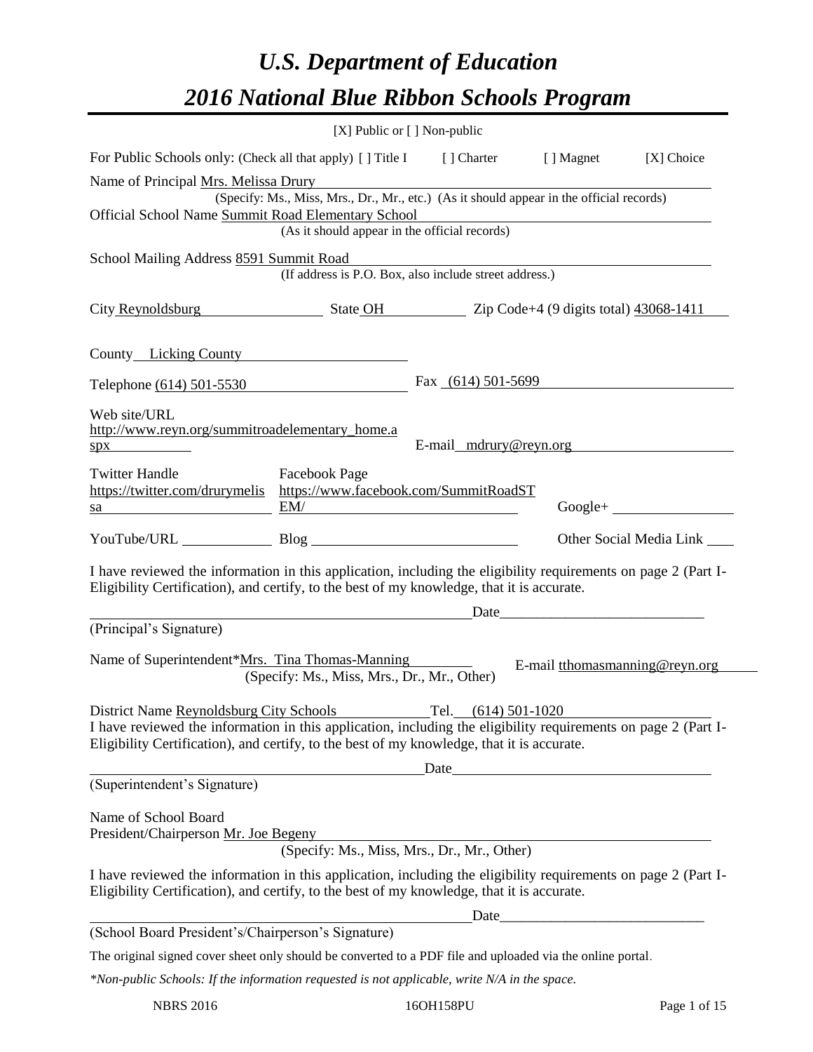# *U.S. Department of Education*

# *2016 National Blue Ribbon Schools Program*

[X] Public or [ ] Non-public

For Public Schools only: (Check all that apply) [ ] Title I [ ] Charter [ ] Magnet [X] Choice

Name of Principal Mrs. Melissa Drury
(Specify: Ms., Miss, Mrs., Dr., Mr., etc.) (As it should appear in the official records)

Official School Name Summit Road Elementary School
(As it should appear in the official records)

School Mailing Address 8591 Summit Road
(If address is P.O. Box, also include street address.)

City Reynoldsburg State OH Zip Code+4 (9 digits total) 43068-1411

County Licking County

Telephone (614) 501-5530 Fax (614) 501-5699

Web site/URL http://www.reyn.org/summitroadelementary_home.aspx E-mail mdrury@reyn.org

Twitter Handle https://twitter.com/drurymelissa Facebook Page https://www.facebook.com/SummitRoadSTEM/ Google+

YouTube/URL Blog Other Social Media Link

I have reviewed the information in this application, including the eligibility requirements on page 2 (Part I-Eligibility Certification), and certify, to the best of my knowledge, that it is accurate.

Date

(Principal's Signature)

Name of Superintendent*Mrs. Tina Thomas-Manning E-mail tthomasmanning@reyn.org
(Specify: Ms., Miss, Mrs., Dr., Mr., Other)

District Name Reynoldsburg City Schools Tel. (614) 501-1020

I have reviewed the information in this application, including the eligibility requirements on page 2 (Part I-Eligibility Certification), and certify, to the best of my knowledge, that it is accurate.

Date

(Superintendent's Signature)

Name of School Board President/Chairperson Mr. Joe Begeny
(Specify: Ms., Miss, Mrs., Dr., Mr., Other)

I have reviewed the information in this application, including the eligibility requirements on page 2 (Part I-Eligibility Certification), and certify, to the best of my knowledge, that it is accurate.

Date

(School Board President's/Chairperson's Signature)

The original signed cover sheet only should be converted to a PDF file and uploaded via the online portal.

*\*Non-public Schools: If the information requested is not applicable, write N/A in the space.*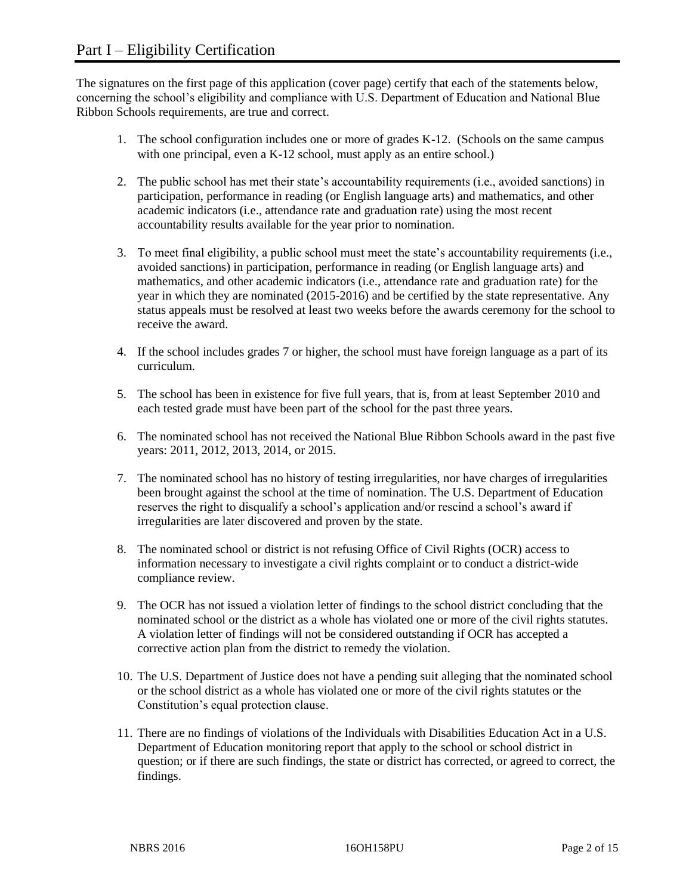# Part I – Eligibility Certification

The signatures on the first page of this application (cover page) certify that each of the statements below, concerning the school's eligibility and compliance with U.S. Department of Education and National Blue Ribbon Schools requirements, are true and correct.

1. The school configuration includes one or more of grades K-12. (Schools on the same campus with one principal, even a K-12 school, must apply as an entire school.)
2. The public school has met their state's accountability requirements (i.e., avoided sanctions) in participation, performance in reading (or English language arts) and mathematics, and other academic indicators (i.e., attendance rate and graduation rate) using the most recent accountability results available for the year prior to nomination.
3. To meet final eligibility, a public school must meet the state's accountability requirements (i.e., avoided sanctions) in participation, performance in reading (or English language arts) and mathematics, and other academic indicators (i.e., attendance rate and graduation rate) for the year in which they are nominated (2015-2016) and be certified by the state representative. Any status appeals must be resolved at least two weeks before the awards ceremony for the school to receive the award.
4. If the school includes grades 7 or higher, the school must have foreign language as a part of its curriculum.
5. The school has been in existence for five full years, that is, from at least September 2010 and each tested grade must have been part of the school for the past three years.
6. The nominated school has not received the National Blue Ribbon Schools award in the past five years: 2011, 2012, 2013, 2014, or 2015.
7. The nominated school has no history of testing irregularities, nor have charges of irregularities been brought against the school at the time of nomination. The U.S. Department of Education reserves the right to disqualify a school's application and/or rescind a school's award if irregularities are later discovered and proven by the state.
8. The nominated school or district is not refusing Office of Civil Rights (OCR) access to information necessary to investigate a civil rights complaint or to conduct a district-wide compliance review.
9. The OCR has not issued a violation letter of findings to the school district concluding that the nominated school or the district as a whole has violated one or more of the civil rights statutes. A violation letter of findings will not be considered outstanding if OCR has accepted a corrective action plan from the district to remedy the violation.
10. The U.S. Department of Justice does not have a pending suit alleging that the nominated school or the school district as a whole has violated one or more of the civil rights statutes or the Constitution's equal protection clause.
11. There are no findings of violations of the Individuals with Disabilities Education Act in a U.S. Department of Education monitoring report that apply to the school or school district in question; or if there are such findings, the state or district has corrected, or agreed to correct, the findings.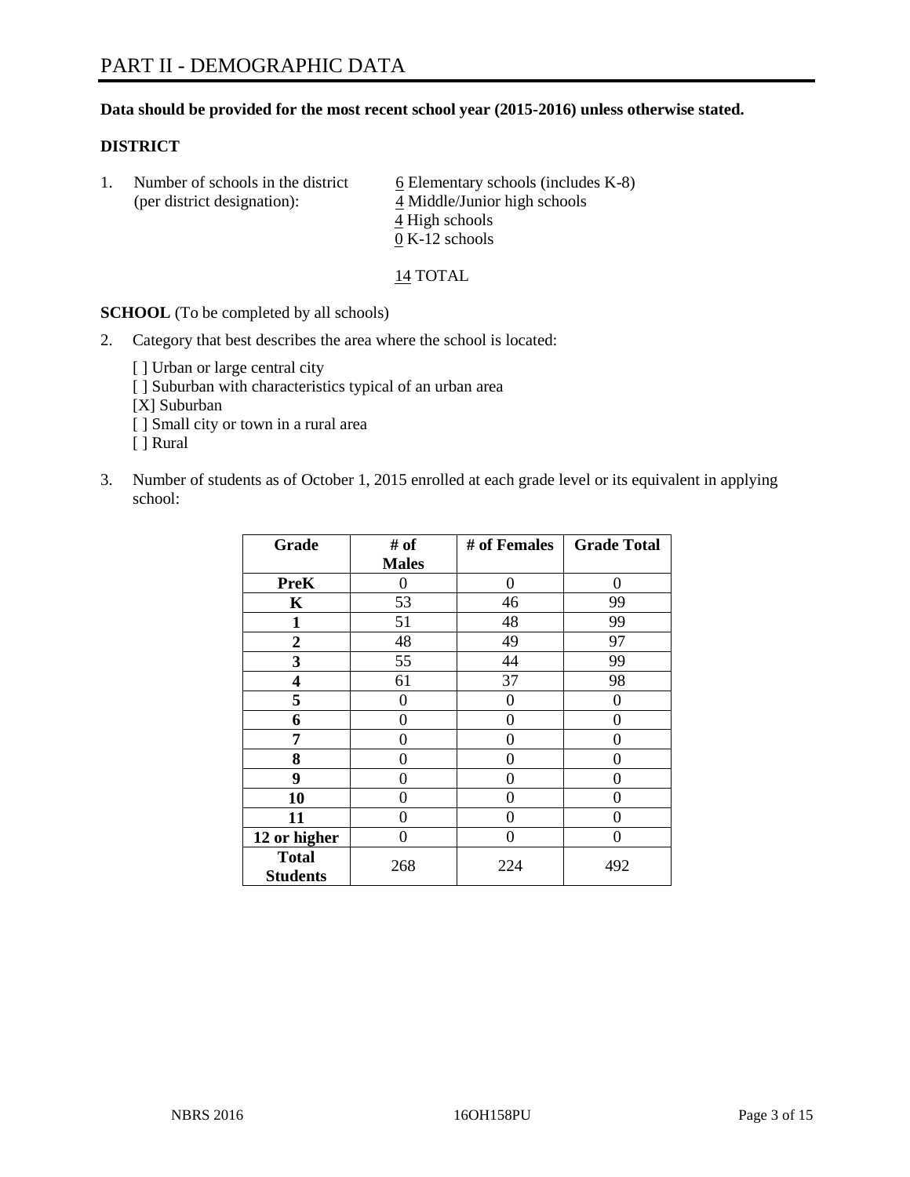# PART II - DEMOGRAPHIC DATA

**Data should be provided for the most recent school year (2015-2016) unless otherwise stated.**

**DISTRICT**

1. Number of schools in the district (per district designation):
   - 6 Elementary schools (includes K-8)
   - 4 Middle/Junior high schools
   - 4 High schools
   - 0 K-12 schools

   14 TOTAL

**SCHOOL** (To be completed by all schools)

2. Category that best describes the area where the school is located:

   [ ] Urban or large central city
   [ ] Suburban with characteristics typical of an urban area
   [X] Suburban
   [ ] Small city or town in a rural area
   [ ] Rural

3. Number of students as of October 1, 2015 enrolled at each grade level or its equivalent in applying school:

| Grade | # of Males | # of Females | Grade Total |
|---|---|---|---|
| **PreK** | 0 | 0 | 0 |
| **K** | 53 | 46 | 99 |
| **1** | 51 | 48 | 99 |
| **2** | 48 | 49 | 97 |
| **3** | 55 | 44 | 99 |
| **4** | 61 | 37 | 98 |
| **5** | 0 | 0 | 0 |
| **6** | 0 | 0 | 0 |
| **7** | 0 | 0 | 0 |
| **8** | 0 | 0 | 0 |
| **9** | 0 | 0 | 0 |
| **10** | 0 | 0 | 0 |
| **11** | 0 | 0 | 0 |
| **12 or higher** | 0 | 0 | 0 |
| **Total Students** | 268 | 224 | 492 |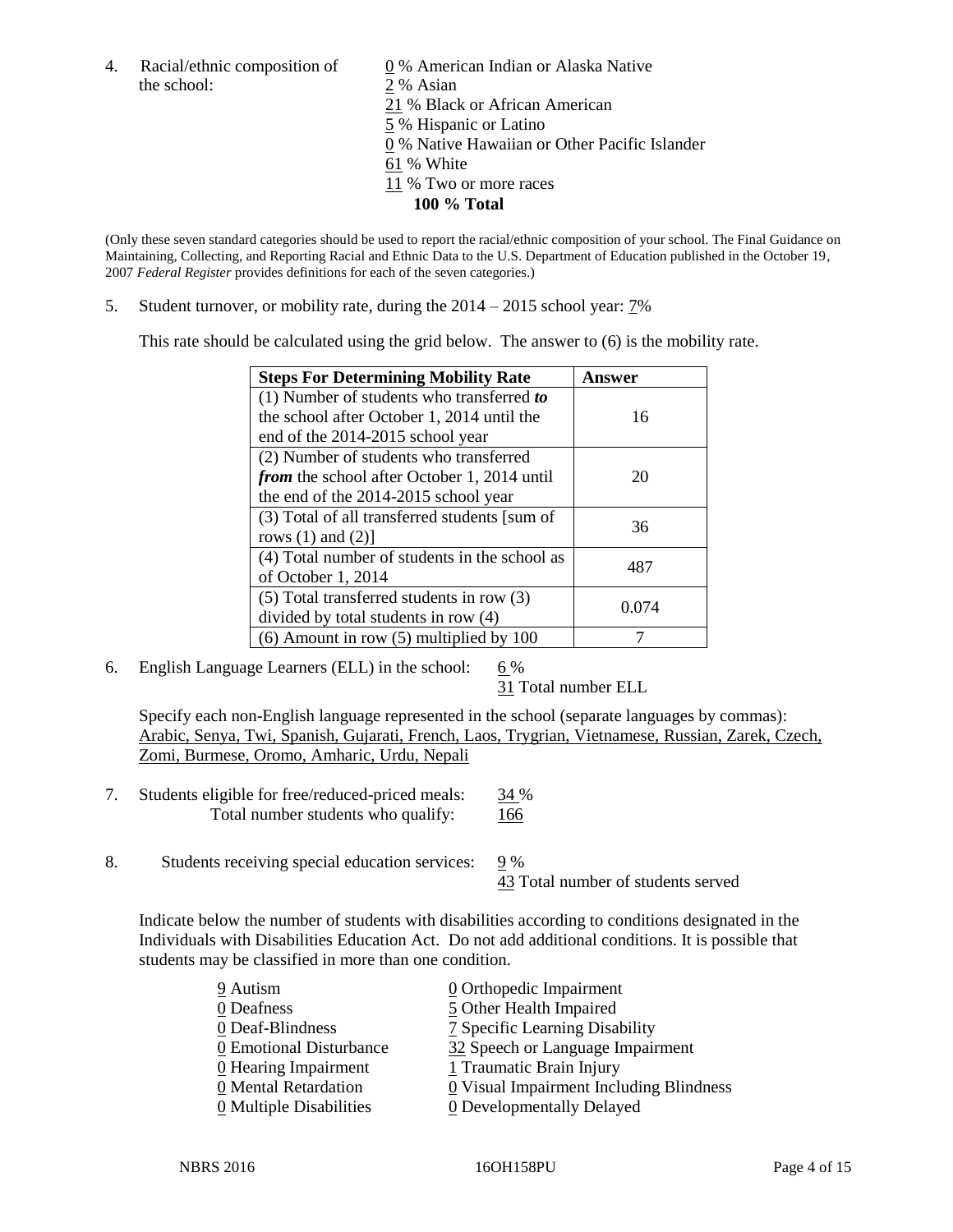4. Racial/ethnic composition of the school:

0 % American Indian or Alaska Native
2 % Asian
21 % Black or African American
5 % Hispanic or Latino
0 % Native Hawaiian or Other Pacific Islander
61 % White
11 % Two or more races
**100 % Total**

(Only these seven standard categories should be used to report the racial/ethnic composition of your school. The Final Guidance on Maintaining, Collecting, and Reporting Racial and Ethnic Data to the U.S. Department of Education published in the October 19, 2007 *Federal Register* provides definitions for each of the seven categories.)

5. Student turnover, or mobility rate, during the 2014 – 2015 school year: 7%

This rate should be calculated using the grid below. The answer to (6) is the mobility rate.

| Steps For Determining Mobility Rate | Answer |
|---|---|
| (1) Number of students who transferred ***to*** the school after October 1, 2014 until the end of the 2014-2015 school year | 16 |
| (2) Number of students who transferred ***from*** the school after October 1, 2014 until the end of the 2014-2015 school year | 20 |
| (3) Total of all transferred students [sum of rows (1) and (2)] | 36 |
| (4) Total number of students in the school as of October 1, 2014 | 487 |
| (5) Total transferred students in row (3) divided by total students in row (4) | 0.074 |
| (6) Amount in row (5) multiplied by 100 | 7 |

6. English Language Learners (ELL) in the school: 6 %
31 Total number ELL

Specify each non-English language represented in the school (separate languages by commas): Arabic, Senya, Twi, Spanish, Gujarati, French, Laos, Trygrian, Vietnamese, Russian, Zarek, Czech, Zomi, Burmese, Oromo, Amharic, Urdu, Nepali

7. Students eligible for free/reduced-priced meals: 34 %
Total number students who qualify: 166

8. Students receiving special education services: 9 %
43 Total number of students served

Indicate below the number of students with disabilities according to conditions designated in the Individuals with Disabilities Education Act. Do not add additional conditions. It is possible that students may be classified in more than one condition.

9 Autism
0 Deafness
0 Deaf-Blindness
0 Emotional Disturbance
0 Hearing Impairment
0 Mental Retardation
0 Multiple Disabilities
0 Orthopedic Impairment
5 Other Health Impaired
7 Specific Learning Disability
32 Speech or Language Impairment
1 Traumatic Brain Injury
0 Visual Impairment Including Blindness
0 Developmentally Delayed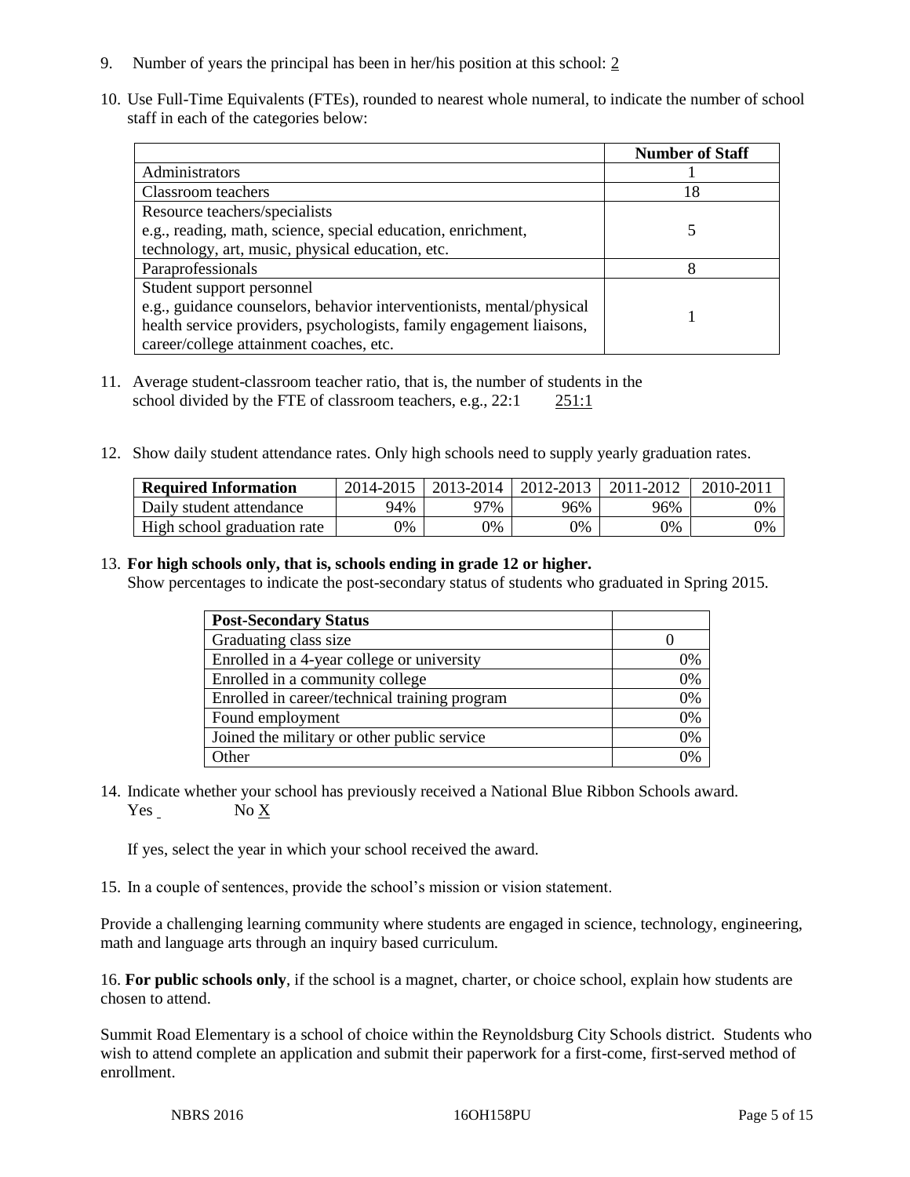9. Number of years the principal has been in her/his position at this school: 2

10. Use Full-Time Equivalents (FTEs), rounded to nearest whole numeral, to indicate the number of school staff in each of the categories below:

| | Number of Staff |
|---|---|
| Administrators | 1 |
| Classroom teachers | 18 |
| Resource teachers/specialists e.g., reading, math, science, special education, enrichment, technology, art, music, physical education, etc. | 5 |
| Paraprofessionals | 8 |
| Student support personnel e.g., guidance counselors, behavior interventionists, mental/physical health service providers, psychologists, family engagement liaisons, career/college attainment coaches, etc. | 1 |

11. Average student-classroom teacher ratio, that is, the number of students in the school divided by the FTE of classroom teachers, e.g., 22:1 251:1

12. Show daily student attendance rates. Only high schools need to supply yearly graduation rates.

| Required Information | 2014-2015 | 2013-2014 | 2012-2013 | 2011-2012 | 2010-2011 |
|---|---|---|---|---|---|
| Daily student attendance | 94% | 97% | 96% | 96% | 0% |
| High school graduation rate | 0% | 0% | 0% | 0% | 0% |

13. **For high schools only, that is, schools ending in grade 12 or higher.**
Show percentages to indicate the post-secondary status of students who graduated in Spring 2015.

| Post-Secondary Status | |
|---|---|
| Graduating class size | 0 |
| Enrolled in a 4-year college or university | 0% |
| Enrolled in a community college | 0% |
| Enrolled in career/technical training program | 0% |
| Found employment | 0% |
| Joined the military or other public service | 0% |
| Other | 0% |

14. Indicate whether your school has previously received a National Blue Ribbon Schools award.
Yes ___ No X

If yes, select the year in which your school received the award.

15. In a couple of sentences, provide the school's mission or vision statement.

Provide a challenging learning community where students are engaged in science, technology, engineering, math and language arts through an inquiry based curriculum.

16. **For public schools only**, if the school is a magnet, charter, or choice school, explain how students are chosen to attend.

Summit Road Elementary is a school of choice within the Reynoldsburg City Schools district. Students who wish to attend complete an application and submit their paperwork for a first-come, first-served method of enrollment.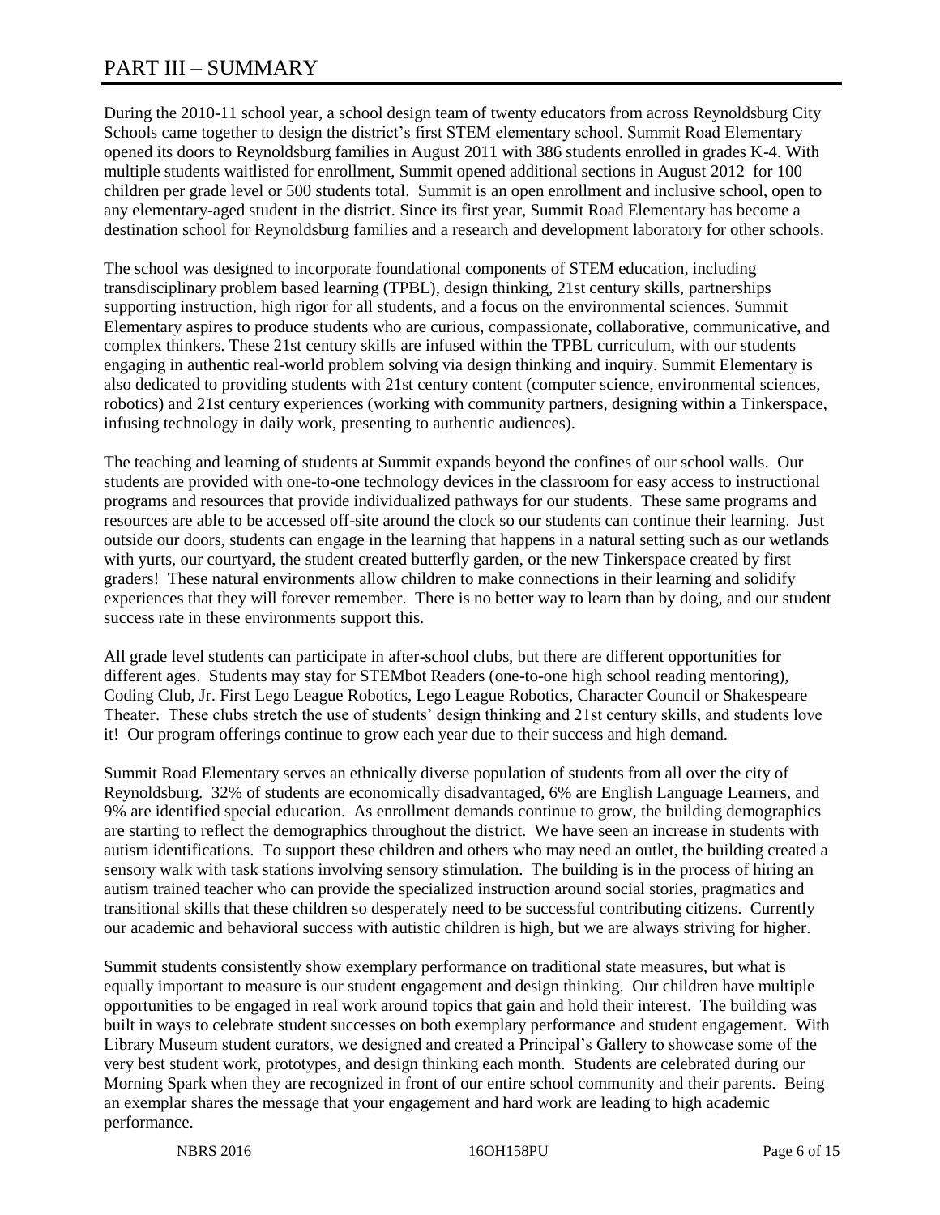# PART III – SUMMARY

During the 2010-11 school year, a school design team of twenty educators from across Reynoldsburg City Schools came together to design the district's first STEM elementary school. Summit Road Elementary opened its doors to Reynoldsburg families in August 2011 with 386 students enrolled in grades K-4. With multiple students waitlisted for enrollment, Summit opened additional sections in August 2012 for 100 children per grade level or 500 students total. Summit is an open enrollment and inclusive school, open to any elementary-aged student in the district. Since its first year, Summit Road Elementary has become a destination school for Reynoldsburg families and a research and development laboratory for other schools.

The school was designed to incorporate foundational components of STEM education, including transdisciplinary problem based learning (TPBL), design thinking, 21st century skills, partnerships supporting instruction, high rigor for all students, and a focus on the environmental sciences. Summit Elementary aspires to produce students who are curious, compassionate, collaborative, communicative, and complex thinkers. These 21st century skills are infused within the TPBL curriculum, with our students engaging in authentic real-world problem solving via design thinking and inquiry. Summit Elementary is also dedicated to providing students with 21st century content (computer science, environmental sciences, robotics) and 21st century experiences (working with community partners, designing within a Tinkerspace, infusing technology in daily work, presenting to authentic audiences).

The teaching and learning of students at Summit expands beyond the confines of our school walls. Our students are provided with one-to-one technology devices in the classroom for easy access to instructional programs and resources that provide individualized pathways for our students. These same programs and resources are able to be accessed off-site around the clock so our students can continue their learning. Just outside our doors, students can engage in the learning that happens in a natural setting such as our wetlands with yurts, our courtyard, the student created butterfly garden, or the new Tinkerspace created by first graders! These natural environments allow children to make connections in their learning and solidify experiences that they will forever remember. There is no better way to learn than by doing, and our student success rate in these environments support this.

All grade level students can participate in after-school clubs, but there are different opportunities for different ages. Students may stay for STEMbot Readers (one-to-one high school reading mentoring), Coding Club, Jr. First Lego League Robotics, Lego League Robotics, Character Council or Shakespeare Theater. These clubs stretch the use of students' design thinking and 21st century skills, and students love it! Our program offerings continue to grow each year due to their success and high demand.

Summit Road Elementary serves an ethnically diverse population of students from all over the city of Reynoldsburg. 32% of students are economically disadvantaged, 6% are English Language Learners, and 9% are identified special education. As enrollment demands continue to grow, the building demographics are starting to reflect the demographics throughout the district. We have seen an increase in students with autism identifications. To support these children and others who may need an outlet, the building created a sensory walk with task stations involving sensory stimulation. The building is in the process of hiring an autism trained teacher who can provide the specialized instruction around social stories, pragmatics and transitional skills that these children so desperately need to be successful contributing citizens. Currently our academic and behavioral success with autistic children is high, but we are always striving for higher.

Summit students consistently show exemplary performance on traditional state measures, but what is equally important to measure is our student engagement and design thinking. Our children have multiple opportunities to be engaged in real work around topics that gain and hold their interest. The building was built in ways to celebrate student successes on both exemplary performance and student engagement. With Library Museum student curators, we designed and created a Principal's Gallery to showcase some of the very best student work, prototypes, and design thinking each month. Students are celebrated during our Morning Spark when they are recognized in front of our entire school community and their parents. Being an exemplar shares the message that your engagement and hard work are leading to high academic performance.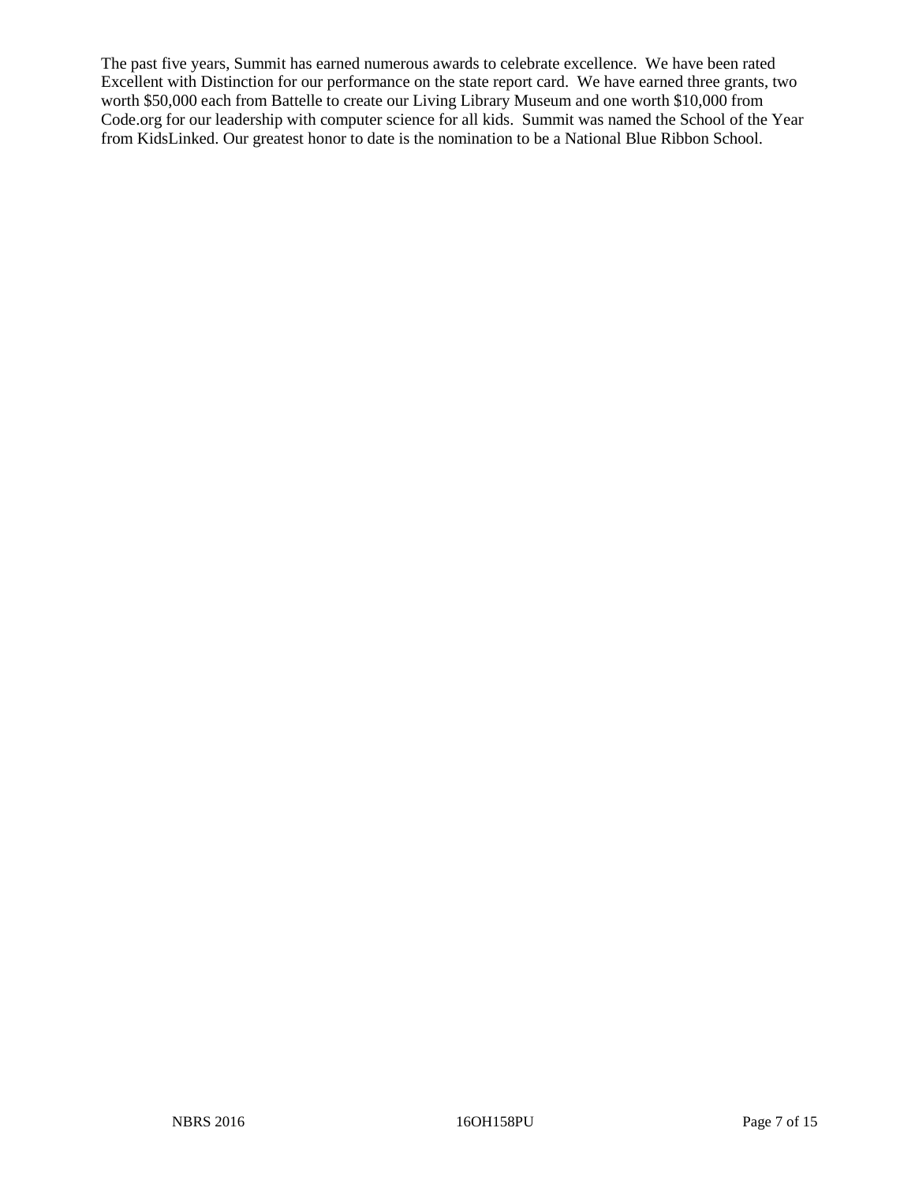The past five years, Summit has earned numerous awards to celebrate excellence. We have been rated Excellent with Distinction for our performance on the state report card. We have earned three grants, two worth $50,000 each from Battelle to create our Living Library Museum and one worth $10,000 from Code.org for our leadership with computer science for all kids. Summit was named the School of the Year from KidsLinked. Our greatest honor to date is the nomination to be a National Blue Ribbon School.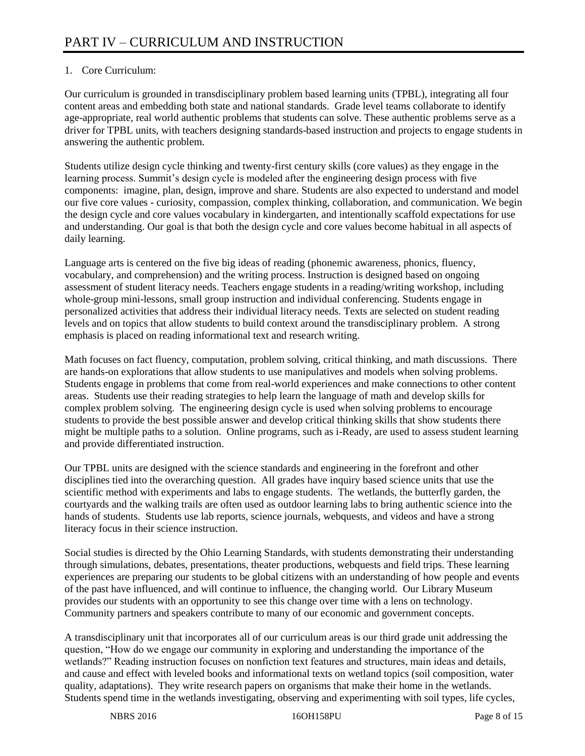# PART IV – CURRICULUM AND INSTRUCTION

1. Core Curriculum:

Our curriculum is grounded in transdisciplinary problem based learning units (TPBL), integrating all four content areas and embedding both state and national standards. Grade level teams collaborate to identify age-appropriate, real world authentic problems that students can solve. These authentic problems serve as a driver for TPBL units, with teachers designing standards-based instruction and projects to engage students in answering the authentic problem.

Students utilize design cycle thinking and twenty-first century skills (core values) as they engage in the learning process. Summit's design cycle is modeled after the engineering design process with five components: imagine, plan, design, improve and share. Students are also expected to understand and model our five core values - curiosity, compassion, complex thinking, collaboration, and communication. We begin the design cycle and core values vocabulary in kindergarten, and intentionally scaffold expectations for use and understanding. Our goal is that both the design cycle and core values become habitual in all aspects of daily learning.

Language arts is centered on the five big ideas of reading (phonemic awareness, phonics, fluency, vocabulary, and comprehension) and the writing process. Instruction is designed based on ongoing assessment of student literacy needs. Teachers engage students in a reading/writing workshop, including whole-group mini-lessons, small group instruction and individual conferencing. Students engage in personalized activities that address their individual literacy needs. Texts are selected on student reading levels and on topics that allow students to build context around the transdisciplinary problem. A strong emphasis is placed on reading informational text and research writing.

Math focuses on fact fluency, computation, problem solving, critical thinking, and math discussions. There are hands-on explorations that allow students to use manipulatives and models when solving problems. Students engage in problems that come from real-world experiences and make connections to other content areas. Students use their reading strategies to help learn the language of math and develop skills for complex problem solving. The engineering design cycle is used when solving problems to encourage students to provide the best possible answer and develop critical thinking skills that show students there might be multiple paths to a solution. Online programs, such as i-Ready, are used to assess student learning and provide differentiated instruction.

Our TPBL units are designed with the science standards and engineering in the forefront and other disciplines tied into the overarching question. All grades have inquiry based science units that use the scientific method with experiments and labs to engage students. The wetlands, the butterfly garden, the courtyards and the walking trails are often used as outdoor learning labs to bring authentic science into the hands of students. Students use lab reports, science journals, webquests, and videos and have a strong literacy focus in their science instruction.

Social studies is directed by the Ohio Learning Standards, with students demonstrating their understanding through simulations, debates, presentations, theater productions, webquests and field trips. These learning experiences are preparing our students to be global citizens with an understanding of how people and events of the past have influenced, and will continue to influence, the changing world. Our Library Museum provides our students with an opportunity to see this change over time with a lens on technology. Community partners and speakers contribute to many of our economic and government concepts.

A transdisciplinary unit that incorporates all of our curriculum areas is our third grade unit addressing the question, "How do we engage our community in exploring and understanding the importance of the wetlands?" Reading instruction focuses on nonfiction text features and structures, main ideas and details, and cause and effect with leveled books and informational texts on wetland topics (soil composition, water quality, adaptations). They write research papers on organisms that make their home in the wetlands. Students spend time in the wetlands investigating, observing and experimenting with soil types, life cycles,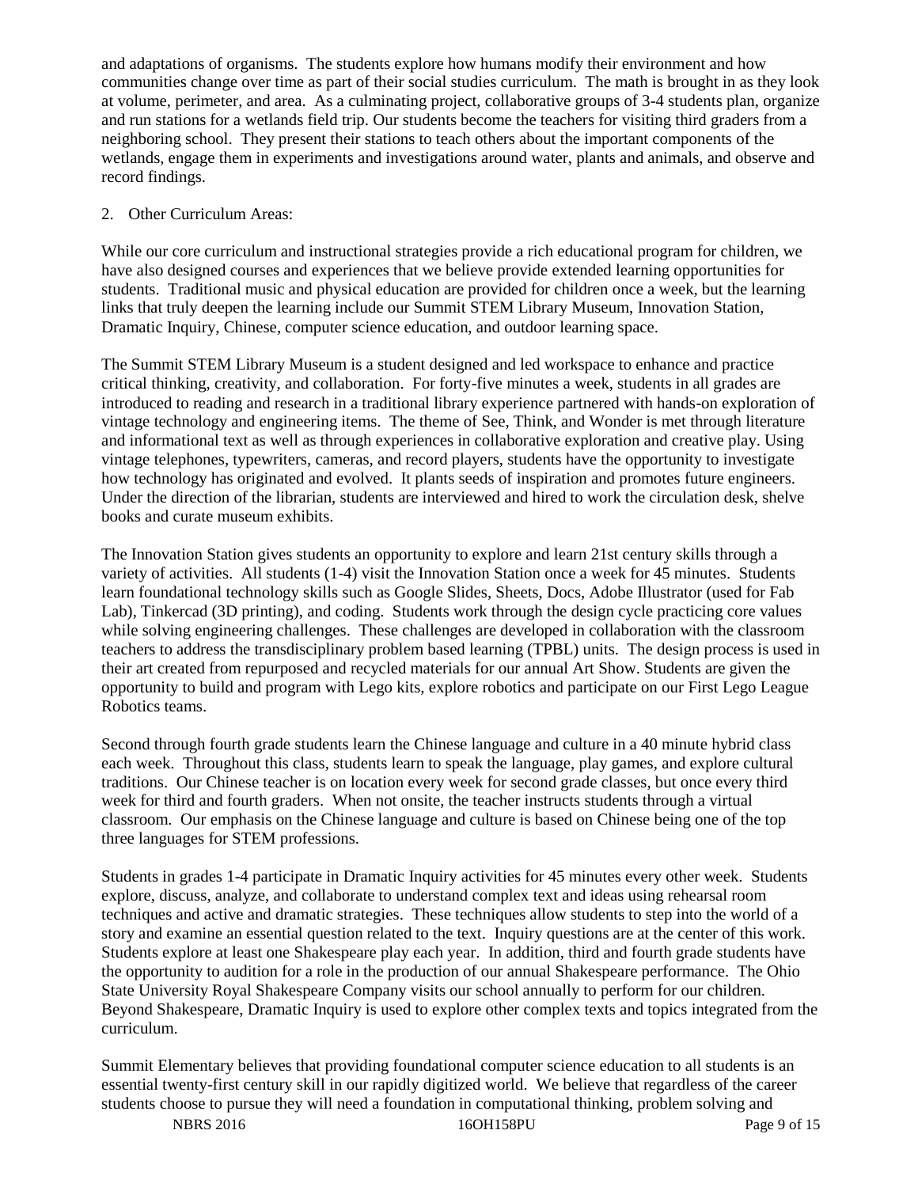and adaptations of organisms. The students explore how humans modify their environment and how communities change over time as part of their social studies curriculum. The math is brought in as they look at volume, perimeter, and area. As a culminating project, collaborative groups of 3-4 students plan, organize and run stations for a wetlands field trip. Our students become the teachers for visiting third graders from a neighboring school. They present their stations to teach others about the important components of the wetlands, engage them in experiments and investigations around water, plants and animals, and observe and record findings.

2. Other Curriculum Areas:

While our core curriculum and instructional strategies provide a rich educational program for children, we have also designed courses and experiences that we believe provide extended learning opportunities for students. Traditional music and physical education are provided for children once a week, but the learning links that truly deepen the learning include our Summit STEM Library Museum, Innovation Station, Dramatic Inquiry, Chinese, computer science education, and outdoor learning space.

The Summit STEM Library Museum is a student designed and led workspace to enhance and practice critical thinking, creativity, and collaboration. For forty-five minutes a week, students in all grades are introduced to reading and research in a traditional library experience partnered with hands-on exploration of vintage technology and engineering items. The theme of See, Think, and Wonder is met through literature and informational text as well as through experiences in collaborative exploration and creative play. Using vintage telephones, typewriters, cameras, and record players, students have the opportunity to investigate how technology has originated and evolved. It plants seeds of inspiration and promotes future engineers. Under the direction of the librarian, students are interviewed and hired to work the circulation desk, shelve books and curate museum exhibits.

The Innovation Station gives students an opportunity to explore and learn 21st century skills through a variety of activities. All students (1-4) visit the Innovation Station once a week for 45 minutes. Students learn foundational technology skills such as Google Slides, Sheets, Docs, Adobe Illustrator (used for Fab Lab), Tinkercad (3D printing), and coding. Students work through the design cycle practicing core values while solving engineering challenges. These challenges are developed in collaboration with the classroom teachers to address the transdisciplinary problem based learning (TPBL) units. The design process is used in their art created from repurposed and recycled materials for our annual Art Show. Students are given the opportunity to build and program with Lego kits, explore robotics and participate on our First Lego League Robotics teams.

Second through fourth grade students learn the Chinese language and culture in a 40 minute hybrid class each week. Throughout this class, students learn to speak the language, play games, and explore cultural traditions. Our Chinese teacher is on location every week for second grade classes, but once every third week for third and fourth graders. When not onsite, the teacher instructs students through a virtual classroom. Our emphasis on the Chinese language and culture is based on Chinese being one of the top three languages for STEM professions.

Students in grades 1-4 participate in Dramatic Inquiry activities for 45 minutes every other week. Students explore, discuss, analyze, and collaborate to understand complex text and ideas using rehearsal room techniques and active and dramatic strategies. These techniques allow students to step into the world of a story and examine an essential question related to the text. Inquiry questions are at the center of this work. Students explore at least one Shakespeare play each year. In addition, third and fourth grade students have the opportunity to audition for a role in the production of our annual Shakespeare performance. The Ohio State University Royal Shakespeare Company visits our school annually to perform for our children. Beyond Shakespeare, Dramatic Inquiry is used to explore other complex texts and topics integrated from the curriculum.

Summit Elementary believes that providing foundational computer science education to all students is an essential twenty-first century skill in our rapidly digitized world. We believe that regardless of the career students choose to pursue they will need a foundation in computational thinking, problem solving and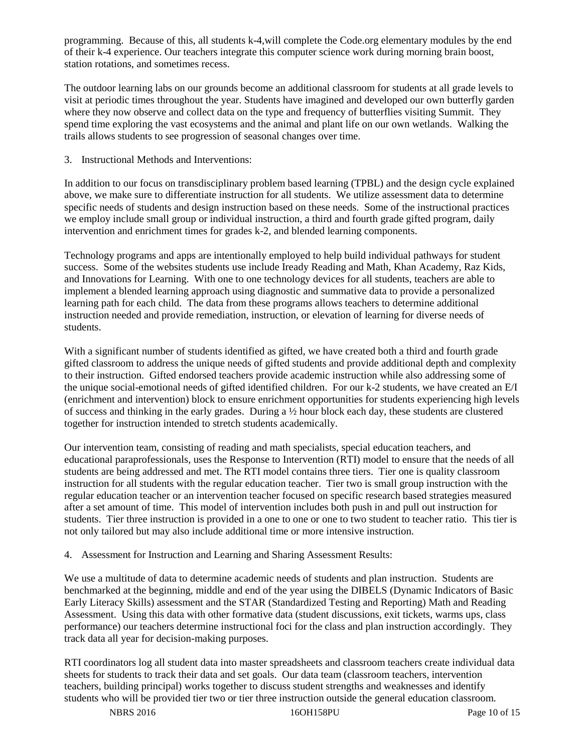programming. Because of this, all students k-4,will complete the Code.org elementary modules by the end of their k-4 experience. Our teachers integrate this computer science work during morning brain boost, station rotations, and sometimes recess.

The outdoor learning labs on our grounds become an additional classroom for students at all grade levels to visit at periodic times throughout the year. Students have imagined and developed our own butterfly garden where they now observe and collect data on the type and frequency of butterflies visiting Summit. They spend time exploring the vast ecosystems and the animal and plant life on our own wetlands. Walking the trails allows students to see progression of seasonal changes over time.

3. Instructional Methods and Interventions:

In addition to our focus on transdisciplinary problem based learning (TPBL) and the design cycle explained above, we make sure to differentiate instruction for all students. We utilize assessment data to determine specific needs of students and design instruction based on these needs. Some of the instructional practices we employ include small group or individual instruction, a third and fourth grade gifted program, daily intervention and enrichment times for grades k-2, and blended learning components.

Technology programs and apps are intentionally employed to help build individual pathways for student success. Some of the websites students use include Iready Reading and Math, Khan Academy, Raz Kids, and Innovations for Learning. With one to one technology devices for all students, teachers are able to implement a blended learning approach using diagnostic and summative data to provide a personalized learning path for each child. The data from these programs allows teachers to determine additional instruction needed and provide remediation, instruction, or elevation of learning for diverse needs of students.

With a significant number of students identified as gifted, we have created both a third and fourth grade gifted classroom to address the unique needs of gifted students and provide additional depth and complexity to their instruction. Gifted endorsed teachers provide academic instruction while also addressing some of the unique social-emotional needs of gifted identified children. For our k-2 students, we have created an E/I (enrichment and intervention) block to ensure enrichment opportunities for students experiencing high levels of success and thinking in the early grades. During a ½ hour block each day, these students are clustered together for instruction intended to stretch students academically.

Our intervention team, consisting of reading and math specialists, special education teachers, and educational paraprofessionals, uses the Response to Intervention (RTI) model to ensure that the needs of all students are being addressed and met. The RTI model contains three tiers. Tier one is quality classroom instruction for all students with the regular education teacher. Tier two is small group instruction with the regular education teacher or an intervention teacher focused on specific research based strategies measured after a set amount of time. This model of intervention includes both push in and pull out instruction for students. Tier three instruction is provided in a one to one or one to two student to teacher ratio. This tier is not only tailored but may also include additional time or more intensive instruction.

4. Assessment for Instruction and Learning and Sharing Assessment Results:

We use a multitude of data to determine academic needs of students and plan instruction. Students are benchmarked at the beginning, middle and end of the year using the DIBELS (Dynamic Indicators of Basic Early Literacy Skills) assessment and the STAR (Standardized Testing and Reporting) Math and Reading Assessment. Using this data with other formative data (student discussions, exit tickets, warms ups, class performance) our teachers determine instructional foci for the class and plan instruction accordingly. They track data all year for decision-making purposes.

RTI coordinators log all student data into master spreadsheets and classroom teachers create individual data sheets for students to track their data and set goals. Our data team (classroom teachers, intervention teachers, building principal) works together to discuss student strengths and weaknesses and identify students who will be provided tier two or tier three instruction outside the general education classroom.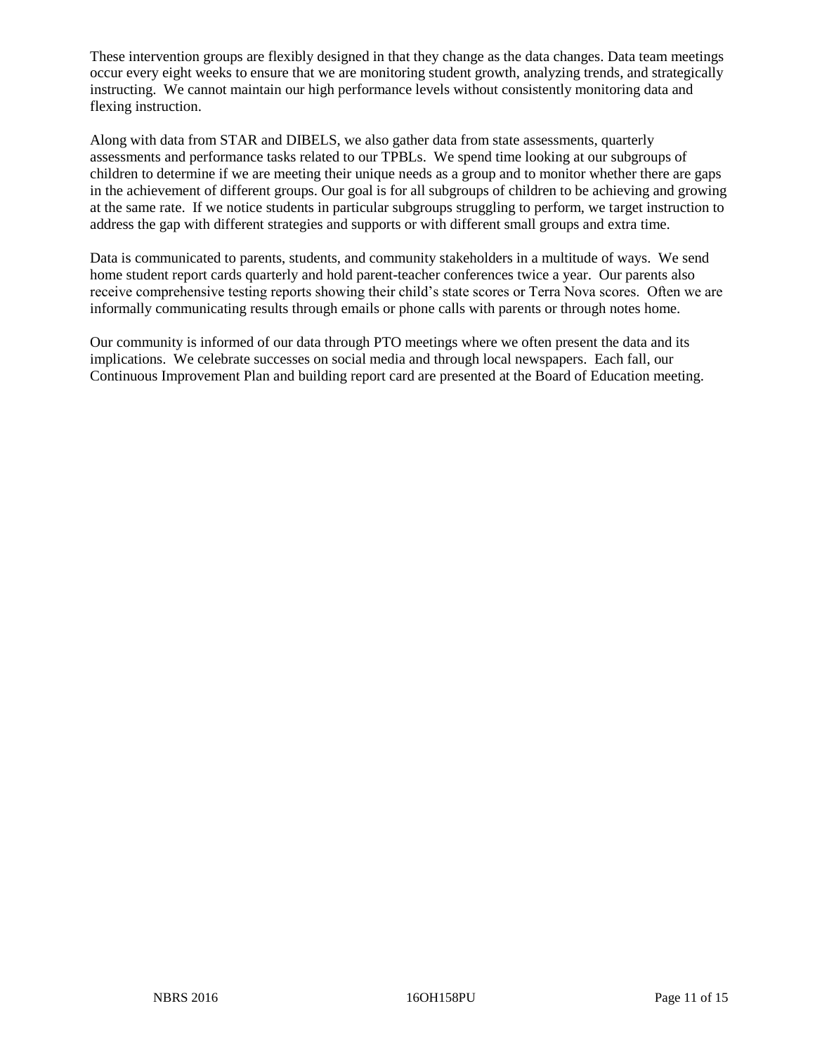These intervention groups are flexibly designed in that they change as the data changes. Data team meetings occur every eight weeks to ensure that we are monitoring student growth, analyzing trends, and strategically instructing. We cannot maintain our high performance levels without consistently monitoring data and flexing instruction.

Along with data from STAR and DIBELS, we also gather data from state assessments, quarterly assessments and performance tasks related to our TPBLs. We spend time looking at our subgroups of children to determine if we are meeting their unique needs as a group and to monitor whether there are gaps in the achievement of different groups. Our goal is for all subgroups of children to be achieving and growing at the same rate. If we notice students in particular subgroups struggling to perform, we target instruction to address the gap with different strategies and supports or with different small groups and extra time.

Data is communicated to parents, students, and community stakeholders in a multitude of ways. We send home student report cards quarterly and hold parent-teacher conferences twice a year. Our parents also receive comprehensive testing reports showing their child's state scores or Terra Nova scores. Often we are informally communicating results through emails or phone calls with parents or through notes home.

Our community is informed of our data through PTO meetings where we often present the data and its implications. We celebrate successes on social media and through local newspapers. Each fall, our Continuous Improvement Plan and building report card are presented at the Board of Education meeting.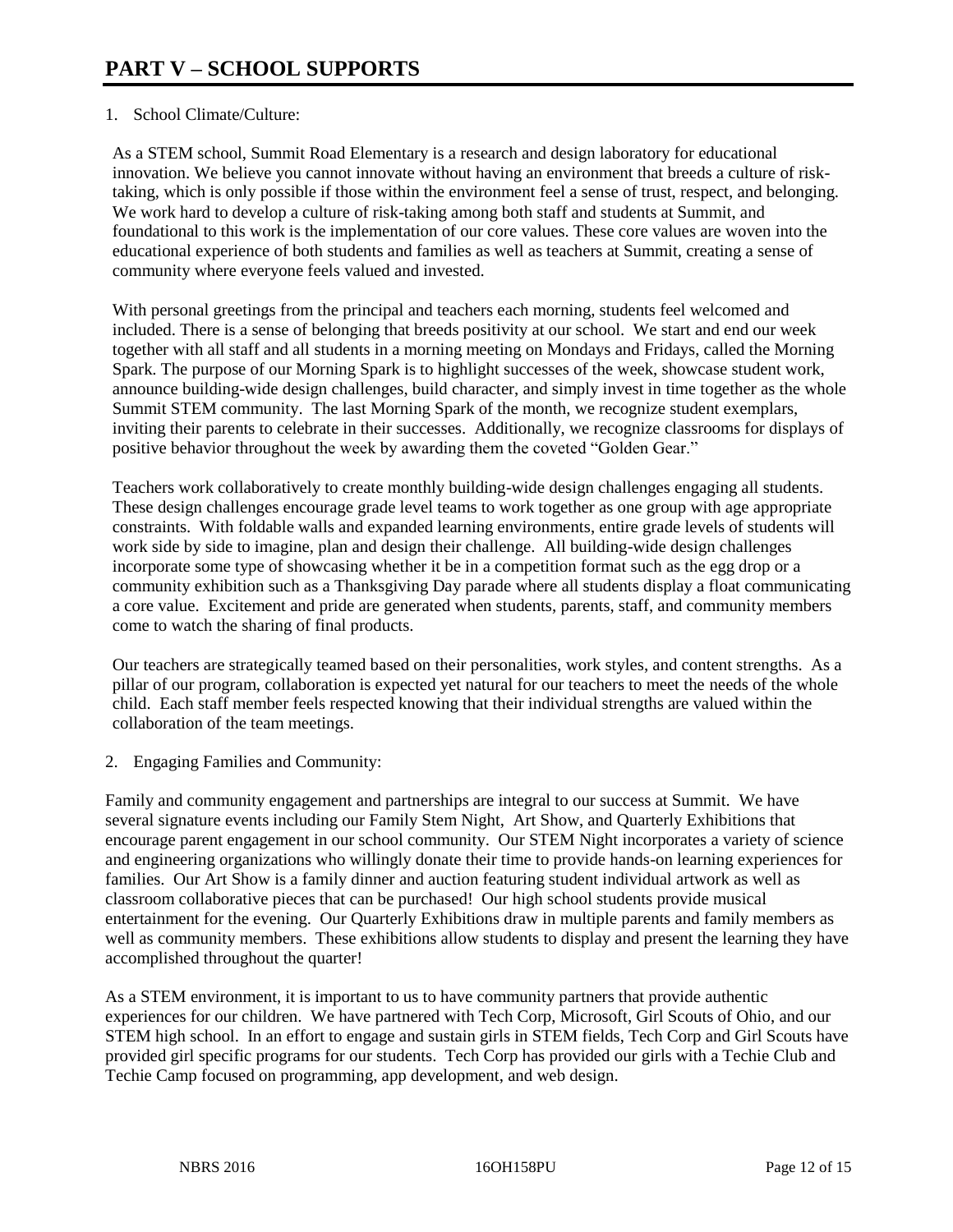# PART V – SCHOOL SUPPORTS

1. School Climate/Culture:

As a STEM school, Summit Road Elementary is a research and design laboratory for educational innovation. We believe you cannot innovate without having an environment that breeds a culture of risk-taking, which is only possible if those within the environment feel a sense of trust, respect, and belonging. We work hard to develop a culture of risk-taking among both staff and students at Summit, and foundational to this work is the implementation of our core values. These core values are woven into the educational experience of both students and families as well as teachers at Summit, creating a sense of community where everyone feels valued and invested.

With personal greetings from the principal and teachers each morning, students feel welcomed and included. There is a sense of belonging that breeds positivity at our school. We start and end our week together with all staff and all students in a morning meeting on Mondays and Fridays, called the Morning Spark. The purpose of our Morning Spark is to highlight successes of the week, showcase student work, announce building-wide design challenges, build character, and simply invest in time together as the whole Summit STEM community. The last Morning Spark of the month, we recognize student exemplars, inviting their parents to celebrate in their successes. Additionally, we recognize classrooms for displays of positive behavior throughout the week by awarding them the coveted "Golden Gear."

Teachers work collaboratively to create monthly building-wide design challenges engaging all students. These design challenges encourage grade level teams to work together as one group with age appropriate constraints. With foldable walls and expanded learning environments, entire grade levels of students will work side by side to imagine, plan and design their challenge. All building-wide design challenges incorporate some type of showcasing whether it be in a competition format such as the egg drop or a community exhibition such as a Thanksgiving Day parade where all students display a float communicating a core value. Excitement and pride are generated when students, parents, staff, and community members come to watch the sharing of final products.

Our teachers are strategically teamed based on their personalities, work styles, and content strengths. As a pillar of our program, collaboration is expected yet natural for our teachers to meet the needs of the whole child. Each staff member feels respected knowing that their individual strengths are valued within the collaboration of the team meetings.

2. Engaging Families and Community:

Family and community engagement and partnerships are integral to our success at Summit. We have several signature events including our Family Stem Night, Art Show, and Quarterly Exhibitions that encourage parent engagement in our school community. Our STEM Night incorporates a variety of science and engineering organizations who willingly donate their time to provide hands-on learning experiences for families. Our Art Show is a family dinner and auction featuring student individual artwork as well as classroom collaborative pieces that can be purchased! Our high school students provide musical entertainment for the evening. Our Quarterly Exhibitions draw in multiple parents and family members as well as community members. These exhibitions allow students to display and present the learning they have accomplished throughout the quarter!

As a STEM environment, it is important to us to have community partners that provide authentic experiences for our children. We have partnered with Tech Corp, Microsoft, Girl Scouts of Ohio, and our STEM high school. In an effort to engage and sustain girls in STEM fields, Tech Corp and Girl Scouts have provided girl specific programs for our students. Tech Corp has provided our girls with a Techie Club and Techie Camp focused on programming, app development, and web design.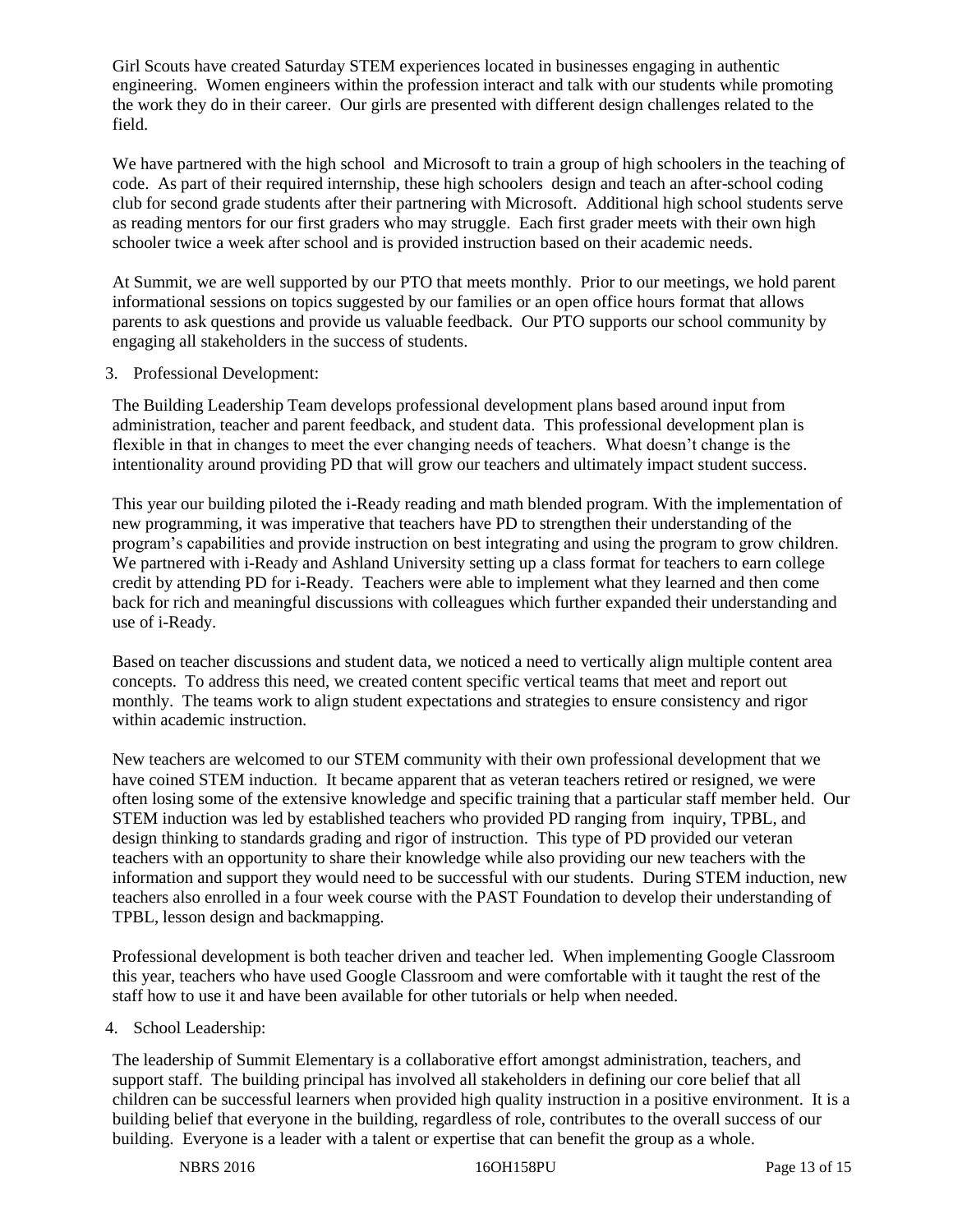Girl Scouts have created Saturday STEM experiences located in businesses engaging in authentic engineering. Women engineers within the profession interact and talk with our students while promoting the work they do in their career. Our girls are presented with different design challenges related to the field.

We have partnered with the high school and Microsoft to train a group of high schoolers in the teaching of code. As part of their required internship, these high schoolers design and teach an after-school coding club for second grade students after their partnering with Microsoft. Additional high school students serve as reading mentors for our first graders who may struggle. Each first grader meets with their own high schooler twice a week after school and is provided instruction based on their academic needs.

At Summit, we are well supported by our PTO that meets monthly. Prior to our meetings, we hold parent informational sessions on topics suggested by our families or an open office hours format that allows parents to ask questions and provide us valuable feedback. Our PTO supports our school community by engaging all stakeholders in the success of students.

3. Professional Development:

The Building Leadership Team develops professional development plans based around input from administration, teacher and parent feedback, and student data. This professional development plan is flexible in that in changes to meet the ever changing needs of teachers. What doesn't change is the intentionality around providing PD that will grow our teachers and ultimately impact student success.

This year our building piloted the i-Ready reading and math blended program. With the implementation of new programming, it was imperative that teachers have PD to strengthen their understanding of the program's capabilities and provide instruction on best integrating and using the program to grow children. We partnered with i-Ready and Ashland University setting up a class format for teachers to earn college credit by attending PD for i-Ready. Teachers were able to implement what they learned and then come back for rich and meaningful discussions with colleagues which further expanded their understanding and use of i-Ready.

Based on teacher discussions and student data, we noticed a need to vertically align multiple content area concepts. To address this need, we created content specific vertical teams that meet and report out monthly. The teams work to align student expectations and strategies to ensure consistency and rigor within academic instruction.

New teachers are welcomed to our STEM community with their own professional development that we have coined STEM induction. It became apparent that as veteran teachers retired or resigned, we were often losing some of the extensive knowledge and specific training that a particular staff member held. Our STEM induction was led by established teachers who provided PD ranging from inquiry, TPBL, and design thinking to standards grading and rigor of instruction. This type of PD provided our veteran teachers with an opportunity to share their knowledge while also providing our new teachers with the information and support they would need to be successful with our students. During STEM induction, new teachers also enrolled in a four week course with the PAST Foundation to develop their understanding of TPBL, lesson design and backmapping.

Professional development is both teacher driven and teacher led. When implementing Google Classroom this year, teachers who have used Google Classroom and were comfortable with it taught the rest of the staff how to use it and have been available for other tutorials or help when needed.

4. School Leadership:

The leadership of Summit Elementary is a collaborative effort amongst administration, teachers, and support staff. The building principal has involved all stakeholders in defining our core belief that all children can be successful learners when provided high quality instruction in a positive environment. It is a building belief that everyone in the building, regardless of role, contributes to the overall success of our building. Everyone is a leader with a talent or expertise that can benefit the group as a whole.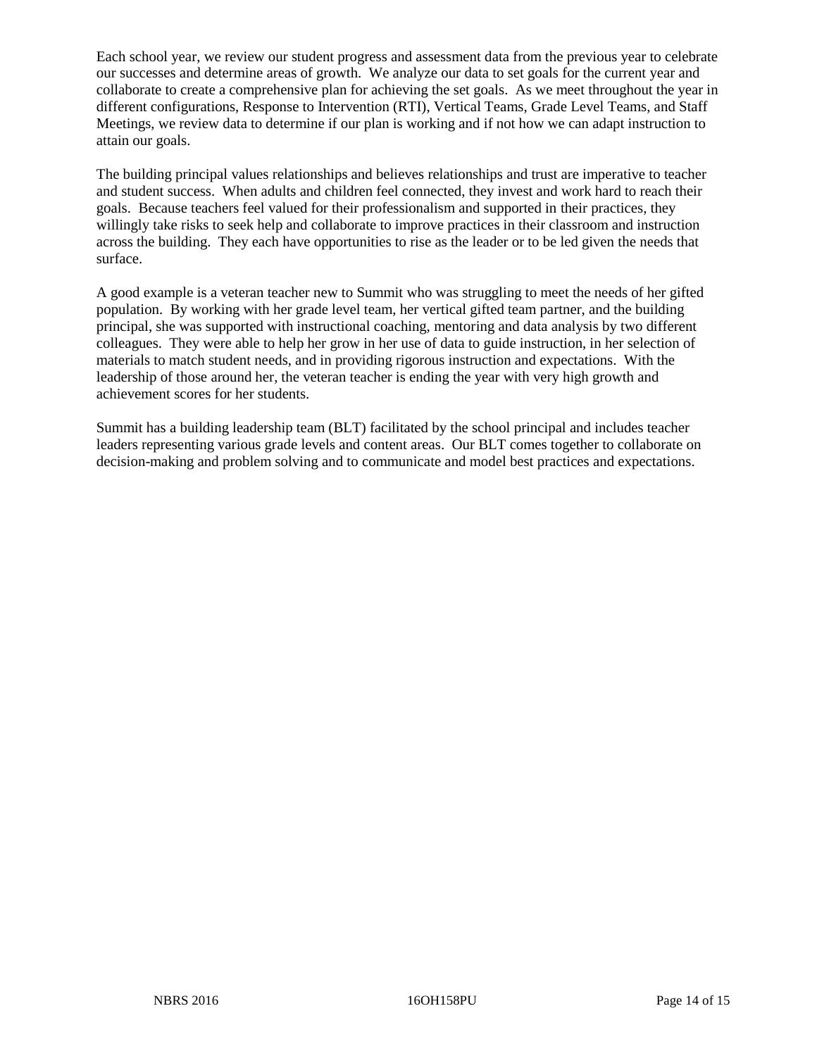Each school year, we review our student progress and assessment data from the previous year to celebrate our successes and determine areas of growth. We analyze our data to set goals for the current year and collaborate to create a comprehensive plan for achieving the set goals. As we meet throughout the year in different configurations, Response to Intervention (RTI), Vertical Teams, Grade Level Teams, and Staff Meetings, we review data to determine if our plan is working and if not how we can adapt instruction to attain our goals.

The building principal values relationships and believes relationships and trust are imperative to teacher and student success. When adults and children feel connected, they invest and work hard to reach their goals. Because teachers feel valued for their professionalism and supported in their practices, they willingly take risks to seek help and collaborate to improve practices in their classroom and instruction across the building. They each have opportunities to rise as the leader or to be led given the needs that surface.

A good example is a veteran teacher new to Summit who was struggling to meet the needs of her gifted population. By working with her grade level team, her vertical gifted team partner, and the building principal, she was supported with instructional coaching, mentoring and data analysis by two different colleagues. They were able to help her grow in her use of data to guide instruction, in her selection of materials to match student needs, and in providing rigorous instruction and expectations. With the leadership of those around her, the veteran teacher is ending the year with very high growth and achievement scores for her students.

Summit has a building leadership team (BLT) facilitated by the school principal and includes teacher leaders representing various grade levels and content areas. Our BLT comes together to collaborate on decision-making and problem solving and to communicate and model best practices and expectations.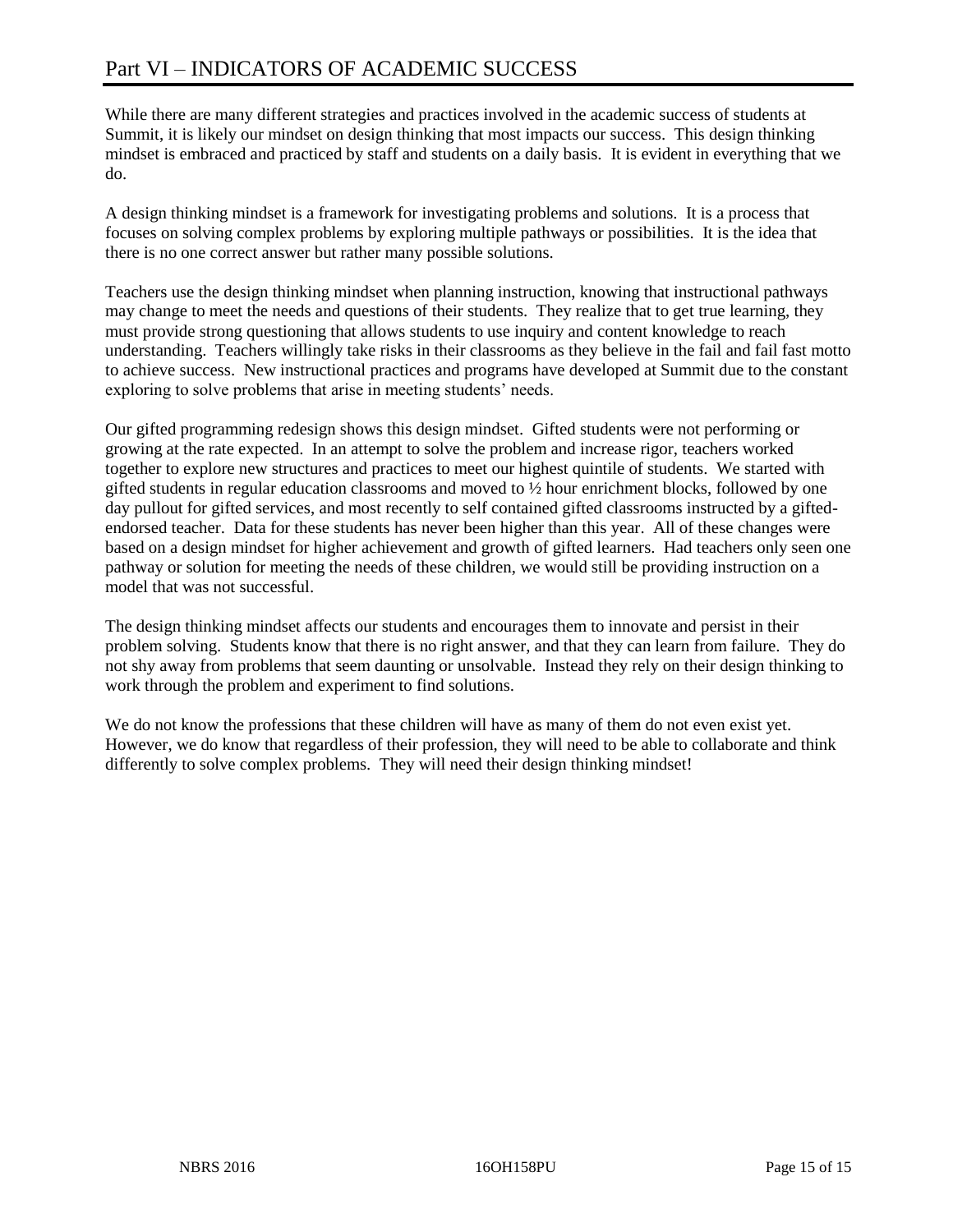# Part VI – INDICATORS OF ACADEMIC SUCCESS

While there are many different strategies and practices involved in the academic success of students at Summit, it is likely our mindset on design thinking that most impacts our success. This design thinking mindset is embraced and practiced by staff and students on a daily basis. It is evident in everything that we do.

A design thinking mindset is a framework for investigating problems and solutions. It is a process that focuses on solving complex problems by exploring multiple pathways or possibilities. It is the idea that there is no one correct answer but rather many possible solutions.

Teachers use the design thinking mindset when planning instruction, knowing that instructional pathways may change to meet the needs and questions of their students. They realize that to get true learning, they must provide strong questioning that allows students to use inquiry and content knowledge to reach understanding. Teachers willingly take risks in their classrooms as they believe in the fail and fail fast motto to achieve success. New instructional practices and programs have developed at Summit due to the constant exploring to solve problems that arise in meeting students' needs.

Our gifted programming redesign shows this design mindset. Gifted students were not performing or growing at the rate expected. In an attempt to solve the problem and increase rigor, teachers worked together to explore new structures and practices to meet our highest quintile of students. We started with gifted students in regular education classrooms and moved to ½ hour enrichment blocks, followed by one day pullout for gifted services, and most recently to self contained gifted classrooms instructed by a gifted-endorsed teacher. Data for these students has never been higher than this year. All of these changes were based on a design mindset for higher achievement and growth of gifted learners. Had teachers only seen one pathway or solution for meeting the needs of these children, we would still be providing instruction on a model that was not successful.

The design thinking mindset affects our students and encourages them to innovate and persist in their problem solving. Students know that there is no right answer, and that they can learn from failure. They do not shy away from problems that seem daunting or unsolvable. Instead they rely on their design thinking to work through the problem and experiment to find solutions.

We do not know the professions that these children will have as many of them do not even exist yet. However, we do know that regardless of their profession, they will need to be able to collaborate and think differently to solve complex problems. They will need their design thinking mindset!